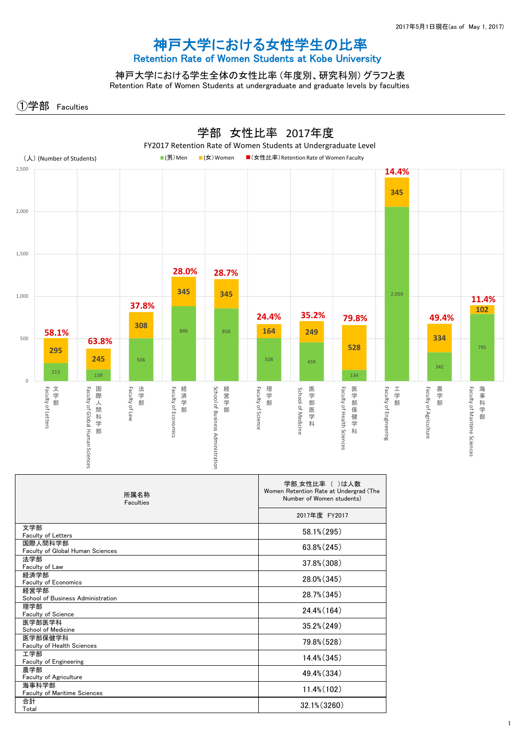2017年5月1日現在(as of May 1, 2017)

# 神戸大学における女性学生の比率
## Retention Rate of Women Students at Kobe University

### 神戸大学における学生全体の女性比率（年度別、研究科別）グラフと表
Retention Rate of Women Students at undergraduate and graduate levels by faculties

## ①学部 Faculties

### 学部 女性比率 2017年度
FY2017 Retention Rate of Women Students at Undergraduate Level

（人）(Number of Students)

■(男）Men ■(女）Women ■(女性比率）Retention Rate of Women Faculty

| 学部 Faculty | (男) Men | (女) Women | 女性比率 |
|---|---|---|---|
| 文学部 Faculty of Letters | 213 | 295 | 58.1% |
| 国際人間科学部 Faculty of Global Human Sciences | 139 | 245 | 63.8% |
| 法学部 Faculty of Law | 506 | 308 | 37.8% |
| 経済学部 Faculty of Economics | 886 | 345 | 28.0% |
| 経営学部 School of Business Administration | 858 | 345 | 28.7% |
| 理学部 Faculty of Science | 508 | 164 | 24.4% |
| 医学部医学科 School of Medicine | 459 | 249 | 35.2% |
| 医学部保健学科 Faculty of Health Sciences | 134 | 528 | 79.8% |
| 工学部 Faculty of Engineering | 2,059 | 345 | 14.4% |
| 農学部 Faculty of Agriculture | 342 | 334 | 49.4% |
| 海事科学部 Faculty of Maritime Sciences | 795 | 102 | 11.4% |

| 所属名称 Faculties | 学部_女性比率 （ ）は人数 Women Retention Rate at Undergrad (The Number of Women students) |
|---|---|
| | 2017年度 FY2017 |
| 文学部 Faculty of Letters | 58.1%(295) |
| 国際人間科学部 Faculty of Global Human Sciences | 63.8%(245) |
| 法学部 Faculty of Law | 37.8%(308) |
| 経済学部 Faculty of Economics | 28.0%(345) |
| 経営学部 School of Business Administration | 28.7%(345) |
| 理学部 Faculty of Science | 24.4%(164) |
| 医学部医学科 School of Medicine | 35.2%(249) |
| 医学部保健学科 Faculty of Health Sciences | 79.8%(528) |
| 工学部 Faculty of Engineering | 14.4%(345) |
| 農学部 Faculty of Agriculture | 49.4%(334) |
| 海事科学部 Faculty of Maritime Sciences | 11.4%(102) |
| 合計 Total | 32.1%(3260) |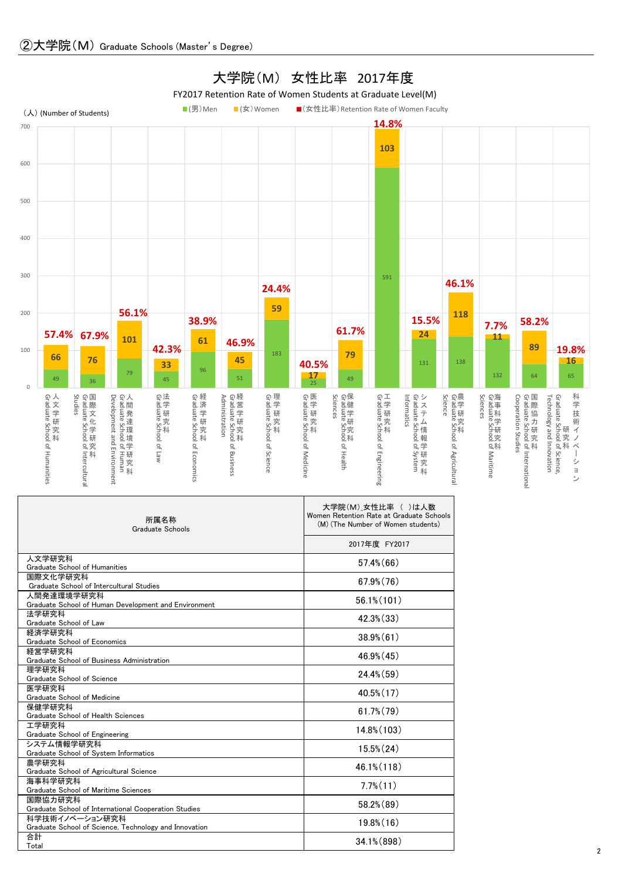## ②大学院（M） Graduate Schools (Master' s Degree)

**大学院（M） 女性比率 2017年度**

FY2017 Retention Rate of Women Students at Graduate Level(M)

（人）(Number of Students)

■(男)Men ■(女)Women ■(女性比率)Retention Rate of Women Faculty

| 研究科 | (男)Men | (女)Women | (女性比率) |
|---|---|---|---|
| 人文学研究科 Graduate School of Humanities | 49 | 66 | 57.4% |
| 国際文化学研究科 Graduate School of Intercultural Studies | 36 | 76 | 67.9% |
| 人間発達環境学研究科 Graduate School of Human Development and Environment | 79 | 101 | 56.1% |
| 法学研究科 Graduate School of Law | 45 | 33 | 42.3% |
| 経済学研究科 Graduate School of Economics | 96 | 61 | 38.9% |
| 経営学研究科 Graduate School of Business Administration | 51 | 45 | 46.9% |
| 理学研究科 Graduate School of Science | 183 | 59 | 24.4% |
| 医学研究科 Graduate School of Medicine | 25 | 17 | 40.5% |
| 保健学研究科 Graduate School of Health Sciences | 49 | 79 | 61.7% |
| 工学研究科 Graduate School of Engineering | 591 | 103 | 14.8% |
| システム情報学研究科 Graduate School of System Informatics | 131 | 24 | 15.5% |
| 農学研究科 Graduate School of Agricultural Science | 138 | 118 | 46.1% |
| 海事科学研究科 Graduate School of Maritime Sciences | 132 | 11 | 7.7% |
| 国際協力研究科 Graduate School of International Cooperation Studies | 64 | 89 | 58.2% |
| 科学技術イノベーション研究科 Graduate School of Science, Technology and Innovation | 65 | 16 | 19.8% |

| 所属名称 Graduate Schools | 大学院（M）女性比率 （ ）は人数 Women Retention Rate at Graduate Schools (M) (The Number of Women students) |
|---|---|
| | 2017年度 FY2017 |
| 人文学研究科 Graduate School of Humanities | 57.4%（66） |
| 国際文化学研究科 Graduate School of Intercultural Studies | 67.9%（76） |
| 人間発達環境学研究科 Graduate School of Human Development and Environment | 56.1%（101） |
| 法学研究科 Graduate School of Law | 42.3%（33） |
| 経済学研究科 Graduate School of Economics | 38.9%（61） |
| 経営学研究科 Graduate School of Business Administration | 46.9%（45） |
| 理学研究科 Graduate School of Science | 24.4%（59） |
| 医学研究科 Graduate School of Medicine | 40.5%（17） |
| 保健学研究科 Graduate School of Health Sciences | 61.7%（79） |
| 工学研究科 Graduate School of Engineering | 14.8%（103） |
| システム情報学研究科 Graduate School of System Informatics | 15.5%（24） |
| 農学研究科 Graduate School of Agricultural Science | 46.1%（118） |
| 海事科学研究科 Graduate School of Maritime Sciences | 7.7%（11） |
| 国際協力研究科 Graduate School of International Cooperation Studies | 58.2%（89） |
| 科学技術イノベーション研究科 Graduate School of Science, Technology and Innovation | 19.8%（16） |
| 合計 Total | 34.1%（898） |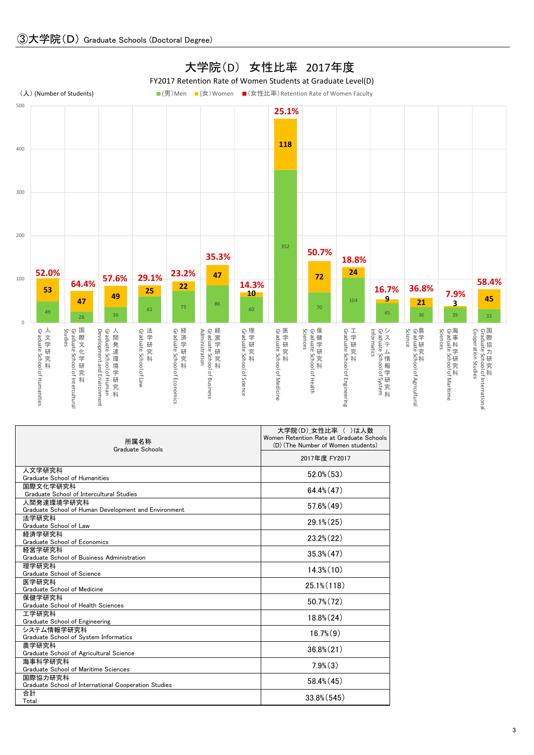## ③大学院（D）Graduate Schools (Doctoral Degree)

大学院（D） 女性比率 2017年度

FY2017 Retention Rate of Women Students at Graduate Level(D)

（人）(Number of Students)

■(男)Men ■(女)Women ■(女性比率)Retention Rate of Women Faculty

500
400
300
200
100
0

人文学研究科 Graduate School of Humanities: 52.0%, 53, 49
国際文化学研究科 Graduate School of Intercultural Studies: 64.4%, 47, 26
人間発達環境学研究科 Graduate School of Human Development and Environment: 57.6%, 49, 36
法学研究科 Graduate School of Law: 29.1%, 25, 61
経済学研究科 Graduate School of Economics: 23.2%, 22, 73
経営学研究科 Graduate School of Business Administration: 35.3%, 47, 86
理学研究科 Graduate School of Science: 14.3%, 10, 60
医学研究科 Graduate School of Medicine: 25.1%, 118, 352
保健学研究科 Graduate School of Health Sciences: 50.7%, 72, 70
工学研究科 Graduate School of Engineering: 18.8%, 24, 104
システム情報学研究科 Graduate School of System Informatics: 16.7%, 9, 45
農学研究科 Graduate School of Agricultural Science: 36.8%, 21, 36
海事科学研究科 Graduate School of Maritime Sciences: 7.9%, 3, 35
国際協力研究科 Graduate School of International Cooperation Studies: 58.4%, 45, 32

| 所属名称<br>Graduate Schools | 大学院（D）_女性比率 （ ）は人数<br>Women Retention Rate at Graduate Schools (D) (The Number of Women students)<br>2017年度 FY2017 |
|---|---|
| 人文学研究科<br>Graduate School of Humanities | 52.0%(53) |
| 国際文化学研究科<br>Graduate School of Intercultural Studies | 64.4%(47) |
| 人間発達環境学研究科<br>Graduate School of Human Development and Environment | 57.6%(49) |
| 法学研究科<br>Graduate School of Law | 29.1%(25) |
| 経済学研究科<br>Graduate School of Economics | 23.2%(22) |
| 経営学研究科<br>Graduate School of Business Administration | 35.3%(47) |
| 理学研究科<br>Graduate School of Science | 14.3%(10) |
| 医学研究科<br>Graduate School of Medicine | 25.1%(118) |
| 保健学研究科<br>Graduate School of Health Sciences | 50.7%(72) |
| 工学研究科<br>Graduate School of Engineering | 18.8%(24) |
| システム情報学研究科<br>Graduate School of System Informatics | 16.7%(9) |
| 農学研究科<br>Graduate School of Agricultural Science | 36.8%(21) |
| 海事科学研究科<br>Graduate School of Maritime Sciences | 7.9%(3) |
| 国際協力研究科<br>Graduate School of International Cooperation Studies | 58.4%(45) |
| 合計<br>Total | 33.8%(545) |